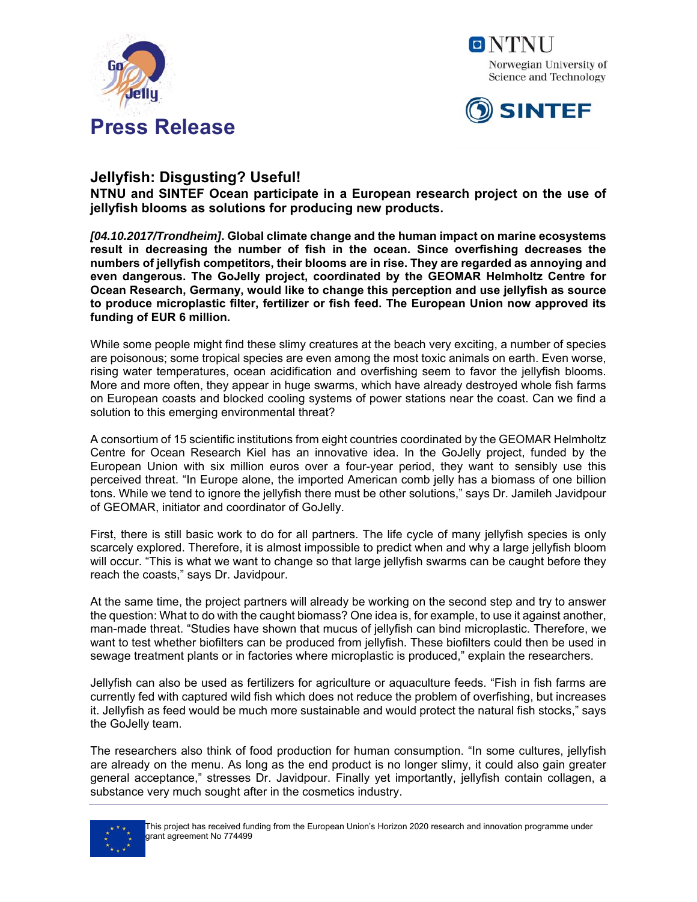# Press Release

NTNU
Norwegian University of Science and Technology

SINTEF

## Jellyfish: Disgusting? Useful!

**NTNU and SINTEF Ocean participate in a European research project on the use of jellyfish blooms as solutions for producing new products.**

***[04.10.2017/Trondheim]*. Global climate change and the human impact on marine ecosystems result in decreasing the number of fish in the ocean. Since overfishing decreases the numbers of jellyfish competitors, their blooms are in rise. They are regarded as annoying and even dangerous. The GoJelly project, coordinated by the GEOMAR Helmholtz Centre for Ocean Research, Germany, would like to change this perception and use jellyfish as source to produce microplastic filter, fertilizer or fish feed. The European Union now approved its funding of EUR 6 million.**

While some people might find these slimy creatures at the beach very exciting, a number of species are poisonous; some tropical species are even among the most toxic animals on earth. Even worse, rising water temperatures, ocean acidification and overfishing seem to favor the jellyfish blooms. More and more often, they appear in huge swarms, which have already destroyed whole fish farms on European coasts and blocked cooling systems of power stations near the coast. Can we find a solution to this emerging environmental threat?

A consortium of 15 scientific institutions from eight countries coordinated by the GEOMAR Helmholtz Centre for Ocean Research Kiel has an innovative idea. In the GoJelly project, funded by the European Union with six million euros over a four-year period, they want to sensibly use this perceived threat. “In Europe alone, the imported American comb jelly has a biomass of one billion tons. While we tend to ignore the jellyfish there must be other solutions,” says Dr. Jamileh Javidpour of GEOMAR, initiator and coordinator of GoJelly.

First, there is still basic work to do for all partners. The life cycle of many jellyfish species is only scarcely explored. Therefore, it is almost impossible to predict when and why a large jellyfish bloom will occur. “This is what we want to change so that large jellyfish swarms can be caught before they reach the coasts,” says Dr. Javidpour.

At the same time, the project partners will already be working on the second step and try to answer the question: What to do with the caught biomass? One idea is, for example, to use it against another, man-made threat. “Studies have shown that mucus of jellyfish can bind microplastic. Therefore, we want to test whether biofilters can be produced from jellyfish. These biofilters could then be used in sewage treatment plants or in factories where microplastic is produced,” explain the researchers.

Jellyfish can also be used as fertilizers for agriculture or aquaculture feeds. “Fish in fish farms are currently fed with captured wild fish which does not reduce the problem of overfishing, but increases it. Jellyfish as feed would be much more sustainable and would protect the natural fish stocks,” says the GoJelly team.

The researchers also think of food production for human consumption. “In some cultures, jellyfish are already on the menu. As long as the end product is no longer slimy, it could also gain greater general acceptance,” stresses Dr. Javidpour. Finally yet importantly, jellyfish contain collagen, a substance very much sought after in the cosmetics industry.

---

This project has received funding from the European Union’s Horizon 2020 research and innovation programme under grant agreement No 774499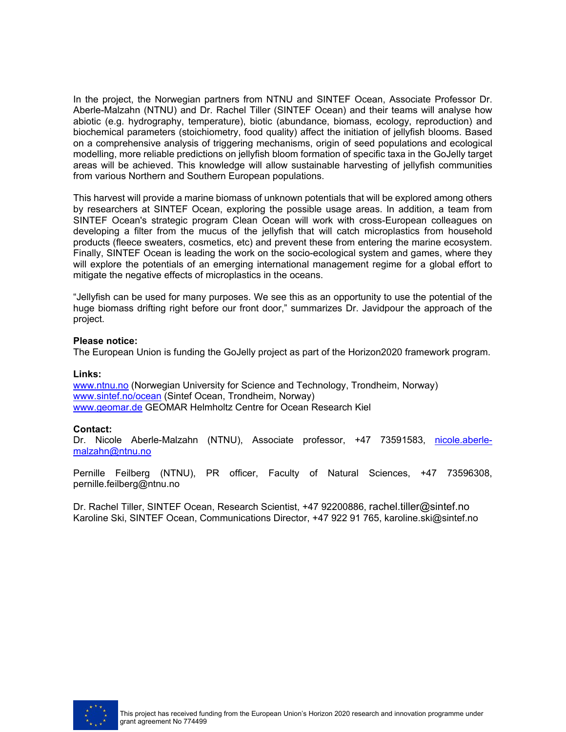In the project, the Norwegian partners from NTNU and SINTEF Ocean, Associate Professor Dr. Aberle-Malzahn (NTNU) and Dr. Rachel Tiller (SINTEF Ocean) and their teams will analyse how abiotic (e.g. hydrography, temperature), biotic (abundance, biomass, ecology, reproduction) and biochemical parameters (stoichiometry, food quality) affect the initiation of jellyfish blooms. Based on a comprehensive analysis of triggering mechanisms, origin of seed populations and ecological modelling, more reliable predictions on jellyfish bloom formation of specific taxa in the GoJelly target areas will be achieved. This knowledge will allow sustainable harvesting of jellyfish communities from various Northern and Southern European populations.

This harvest will provide a marine biomass of unknown potentials that will be explored among others by researchers at SINTEF Ocean, exploring the possible usage areas. In addition, a team from SINTEF Ocean's strategic program Clean Ocean will work with cross-European colleagues on developing a filter from the mucus of the jellyfish that will catch microplastics from household products (fleece sweaters, cosmetics, etc) and prevent these from entering the marine ecosystem. Finally, SINTEF Ocean is leading the work on the socio-ecological system and games, where they will explore the potentials of an emerging international management regime for a global effort to mitigate the negative effects of microplastics in the oceans.

“Jellyfish can be used for many purposes. We see this as an opportunity to use the potential of the huge biomass drifting right before our front door,” summarizes Dr. Javidpour the approach of the project.

**Please notice:**
The European Union is funding the GoJelly project as part of the Horizon2020 framework program.

**Links:**
www.ntnu.no (Norwegian University for Science and Technology, Trondheim, Norway)
www.sintef.no/ocean (Sintef Ocean, Trondheim, Norway)
www.geomar.de GEOMAR Helmholtz Centre for Ocean Research Kiel

**Contact:**
Dr. Nicole Aberle-Malzahn (NTNU), Associate professor, +47 73591583, nicole.aberle-malzahn@ntnu.no

Pernille Feilberg (NTNU), PR officer, Faculty of Natural Sciences, +47 73596308, pernille.feilberg@ntnu.no

Dr. Rachel Tiller, SINTEF Ocean, Research Scientist, +47 92200886, rachel.tiller@sintef.no
Karoline Ski, SINTEF Ocean, Communications Director, +47 922 91 765, karoline.ski@sintef.no

This project has received funding from the European Union’s Horizon 2020 research and innovation programme under grant agreement No 774499